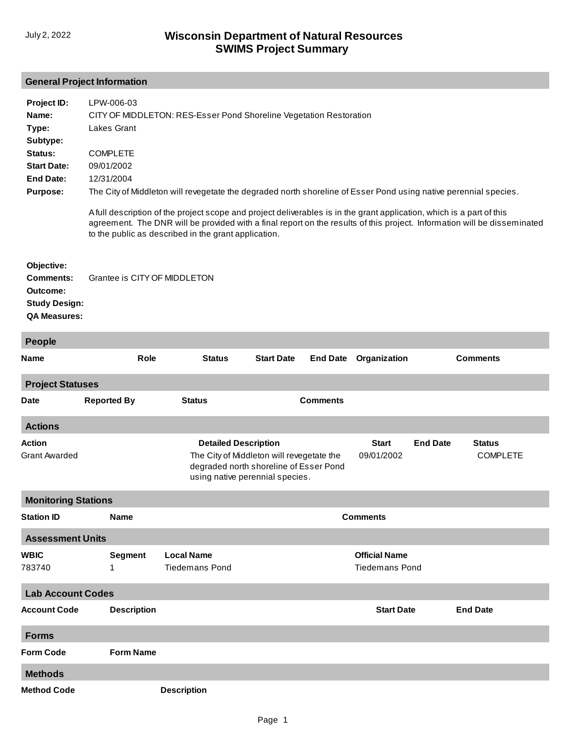July 2, 2022

# Wisconsin Department of Natural Resources
# SWIMS Project Summary

## General Project Information

**Project ID:** LPW-006-03

**Name:** CITY OF MIDDLETON: RES-Esser Pond Shoreline Vegetation Restoration

**Type:** Lakes Grant

**Subtype:**

**Status:** COMPLETE

**Start Date:** 09/01/2002

**End Date:** 12/31/2004

**Purpose:** The City of Middleton will revegetate the degraded north shoreline of Esser Pond using native perennial species.

A full description of the project scope and project deliverables is in the grant application, which is a part of this agreement. The DNR will be provided with a final report on the results of this project. Information will be disseminated to the public as described in the grant application.

**Objective:**

**Comments:** Grantee is CITY OF MIDDLETON

**Outcome:**

**Study Design:**

**QA Measures:**

## People

| Name | Role | Status | Start Date | End Date | Organization | Comments |
|---|---|---|---|---|---|---|

## Project Statuses

| Date | Reported By | Status | Comments |
|---|---|---|---|

## Actions

| Action | Detailed Description | Start | End Date | Status |
|---|---|---|---|---|
| Grant Awarded | The City of Middleton will revegetate the degraded north shoreline of Esser Pond using native perennial species. | 09/01/2002 | | COMPLETE |

## Monitoring Stations

| Station ID | Name | Comments |
|---|---|---|

## Assessment Units

| WBIC | Segment | Local Name | Official Name |
|---|---|---|---|
| 783740 | 1 | Tiedemans Pond | Tiedemans Pond |

## Lab Account Codes

| Account Code | Description | Start Date | End Date |
|---|---|---|---|

## Forms

| Form Code | Form Name |
|---|---|

## Methods

| Method Code | Description |
|---|---|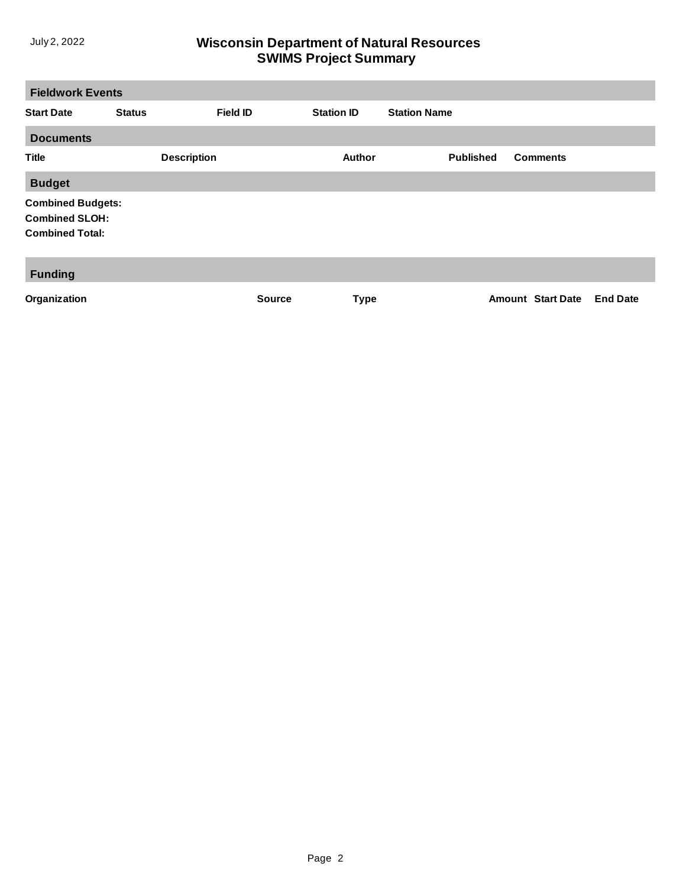## Fieldwork Events

| Start Date | Status | Field ID | Station ID | Station Name |
|---|---|---|---|---|

## Documents

| Title | Description | Author | Published | Comments |
|---|---|---|---|---|

## Budget

**Combined Budgets:**

**Combined SLOH:**

**Combined Total:**

## Funding

| Organization | Source | Type | Amount | Start Date | End Date |
|---|---|---|---|---|---|